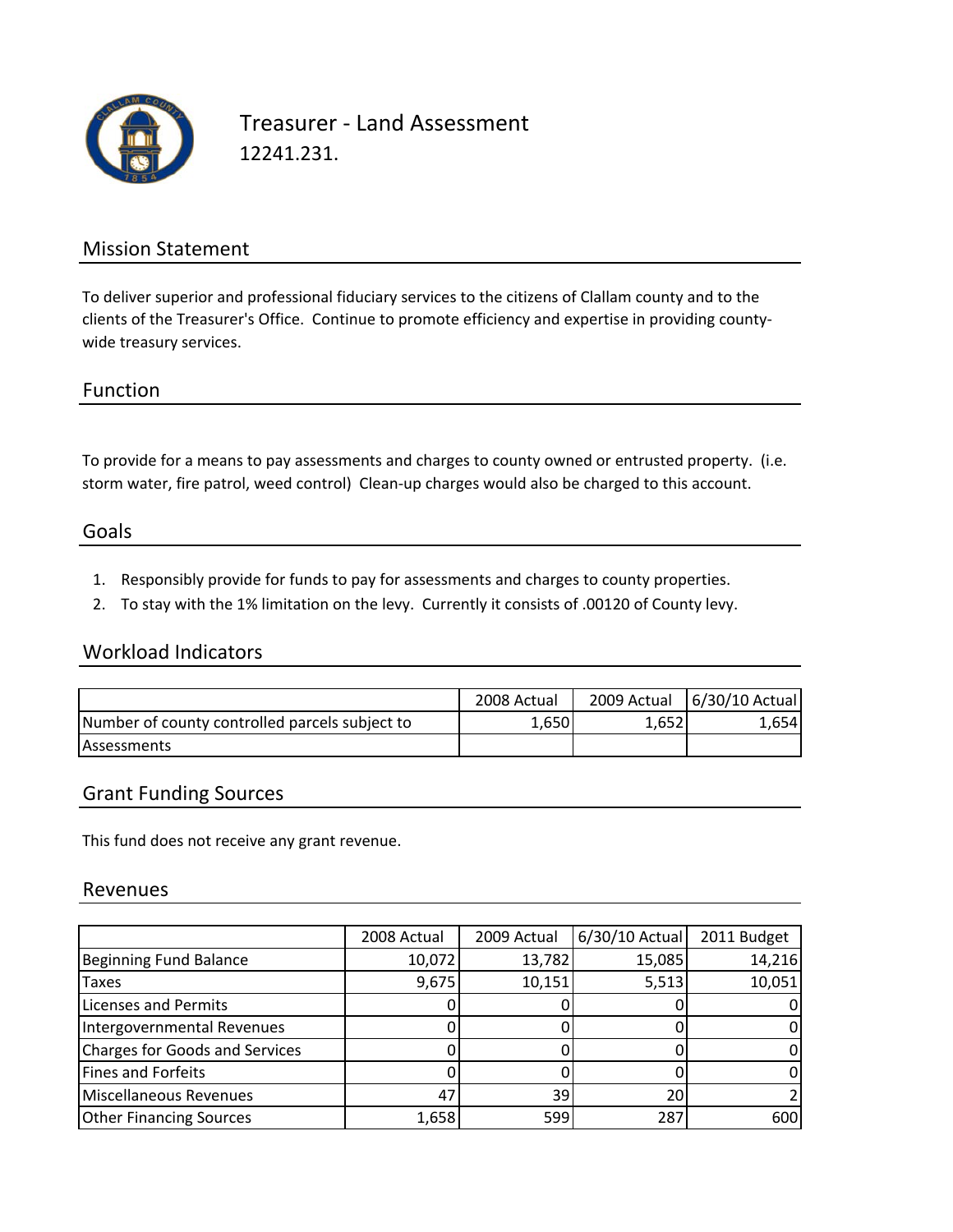# Treasurer - Land Assessment

12241.231.

## Mission Statement

To deliver superior and professional fiduciary services to the citizens of Clallam county and to the clients of the Treasurer's Office. Continue to promote efficiency and expertise in providing county-wide treasury services.

## Function

To provide for a means to pay assessments and charges to county owned or entrusted property. (i.e. storm water, fire patrol, weed control) Clean-up charges would also be charged to this account.

## Goals

1. Responsibly provide for funds to pay for assessments and charges to county properties.
2. To stay with the 1% limitation on the levy. Currently it consists of .00120 of County levy.

## Workload Indicators

| | 2008 Actual | 2009 Actual | 6/30/10 Actual |
|---|---|---|---|
| Number of county controlled parcels subject to Assessments | 1,650 | 1,652 | 1,654 |

## Grant Funding Sources

This fund does not receive any grant revenue.

## Revenues

| | 2008 Actual | 2009 Actual | 6/30/10 Actual | 2011 Budget |
|---|---|---|---|---|
| Beginning Fund Balance | 10,072 | 13,782 | 15,085 | 14,216 |
| Taxes | 9,675 | 10,151 | 5,513 | 10,051 |
| Licenses and Permits | 0 | 0 | 0 | 0 |
| Intergovernmental Revenues | 0 | 0 | 0 | 0 |
| Charges for Goods and Services | 0 | 0 | 0 | 0 |
| Fines and Forfeits | 0 | 0 | 0 | 0 |
| Miscellaneous Revenues | 47 | 39 | 20 | 2 |
| Other Financing Sources | 1,658 | 599 | 287 | 600 |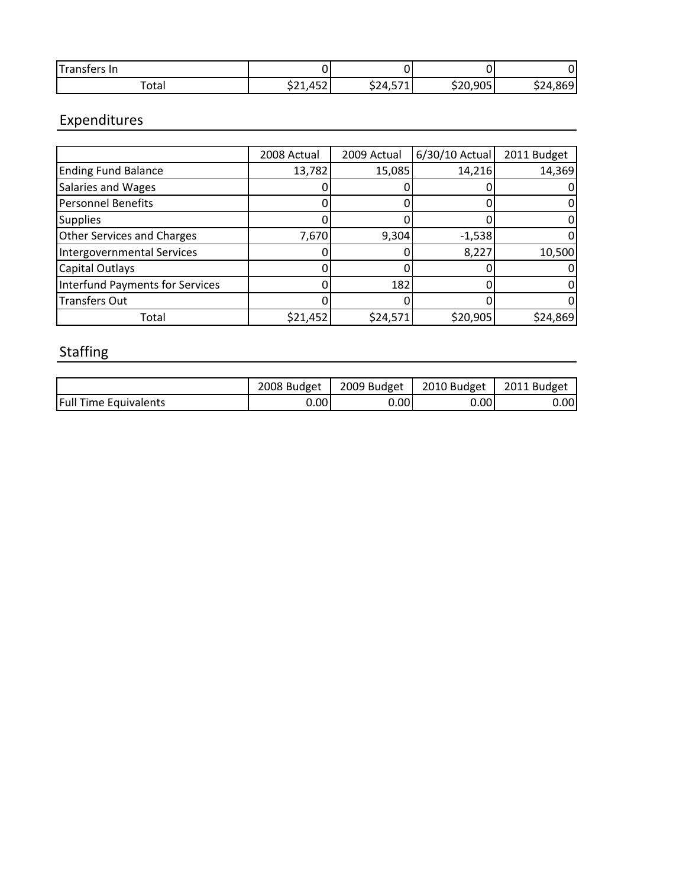| | | | | |
|---|---|---|---|---|
| Transfers In | 0 | 0 | 0 | 0 |
| Total | $21,452 | $24,571 | $20,905 | $24,869 |

## Expenditures

| | 2008 Actual | 2009 Actual | 6/30/10 Actual | 2011 Budget |
|---|---|---|---|---|
| Ending Fund Balance | 13,782 | 15,085 | 14,216 | 14,369 |
| Salaries and Wages | 0 | 0 | 0 | 0 |
| Personnel Benefits | 0 | 0 | 0 | 0 |
| Supplies | 0 | 0 | 0 | 0 |
| Other Services and Charges | 7,670 | 9,304 | -1,538 | 0 |
| Intergovernmental Services | 0 | 0 | 8,227 | 10,500 |
| Capital Outlays | 0 | 0 | 0 | 0 |
| Interfund Payments for Services | 0 | 182 | 0 | 0 |
| Transfers Out | 0 | 0 | 0 | 0 |
| Total | $21,452 | $24,571 | $20,905 | $24,869 |

## Staffing

| | 2008 Budget | 2009 Budget | 2010 Budget | 2011 Budget |
|---|---|---|---|---|
| Full Time Equivalents | 0.00 | 0.00 | 0.00 | 0.00 |